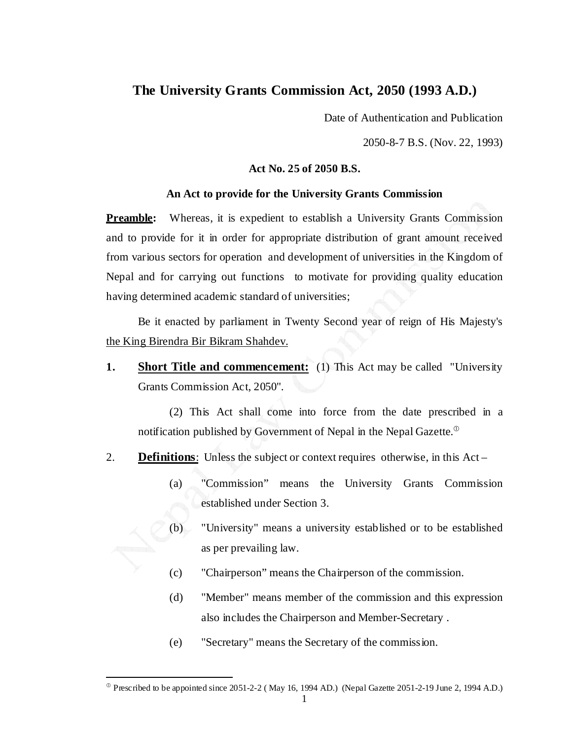# The University Grants Commission Act, 2050 (1993 A.D.)

Date of Authentication and Publication

2050-8-7 B.S. (Nov. 22, 1993)

**Act No. 25 of 2050 B.S.**

**An Act to provide for the University Grants Commission**

**Preamble:** Whereas, it is expedient to establish a University Grants Commission and to provide for it in order for appropriate distribution of grant amount received from various sectors for operation and development of universities in the Kingdom of Nepal and for carrying out functions to motivate for providing quality education having determined academic standard of universities;

Be it enacted by parliament in Twenty Second year of reign of His Majesty's the King Birendra Bir Bikram Shahdev.

**1. Short Title and commencement:** (1) This Act may be called "University Grants Commission Act, 2050".

(2) This Act shall come into force from the date prescribed in a notification published by Government of Nepal in the Nepal Gazette.[①]

2. **Definitions**: Unless the subject or context requires otherwise, in this Act –

(a) "Commission" means the University Grants Commission established under Section 3.

(b) "University" means a university established or to be established as per prevailing law.

(c) "Chairperson" means the Chairperson of the commission.

(d) "Member" means member of the commission and this expression also includes the Chairperson and Member-Secretary .

(e) "Secretary" means the Secretary of the commission.

---

[①] Prescribed to be appointed since 2051-2-2 ( May 16, 1994 AD.) (Nepal Gazette 2051-2-19 June 2, 1994 A.D.)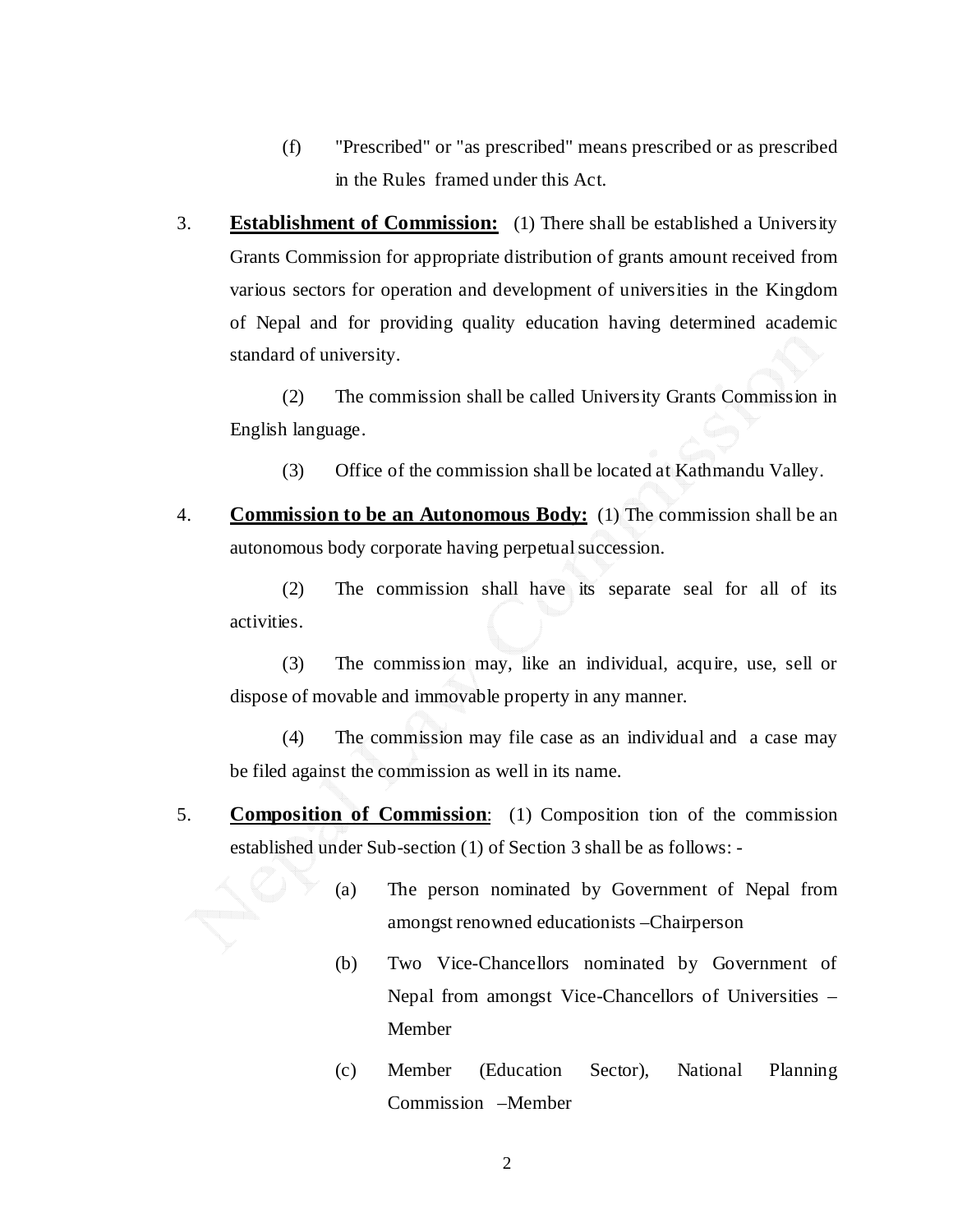(f) "Prescribed" or "as prescribed" means prescribed or as prescribed in the Rules framed under this Act.

3. **Establishment of Commission:** (1) There shall be established a University Grants Commission for appropriate distribution of grants amount received from various sectors for operation and development of universities in the Kingdom of Nepal and for providing quality education having determined academic standard of university.

(2) The commission shall be called University Grants Commission in English language.

(3) Office of the commission shall be located at Kathmandu Valley.

4. **Commission to be an Autonomous Body:** (1) The commission shall be an autonomous body corporate having perpetual succession.

(2) The commission shall have its separate seal for all of its activities.

(3) The commission may, like an individual, acquire, use, sell or dispose of movable and immovable property in any manner.

(4) The commission may file case as an individual and a case may be filed against the commission as well in its name.

5. **Composition of Commission**: (1) Composition tion of the commission established under Sub-section (1) of Section 3 shall be as follows: -

(a) The person nominated by Government of Nepal from amongst renowned educationists –Chairperson

(b) Two Vice-Chancellors nominated by Government of Nepal from amongst Vice-Chancellors of Universities – Member

(c) Member (Education Sector), National Planning Commission –Member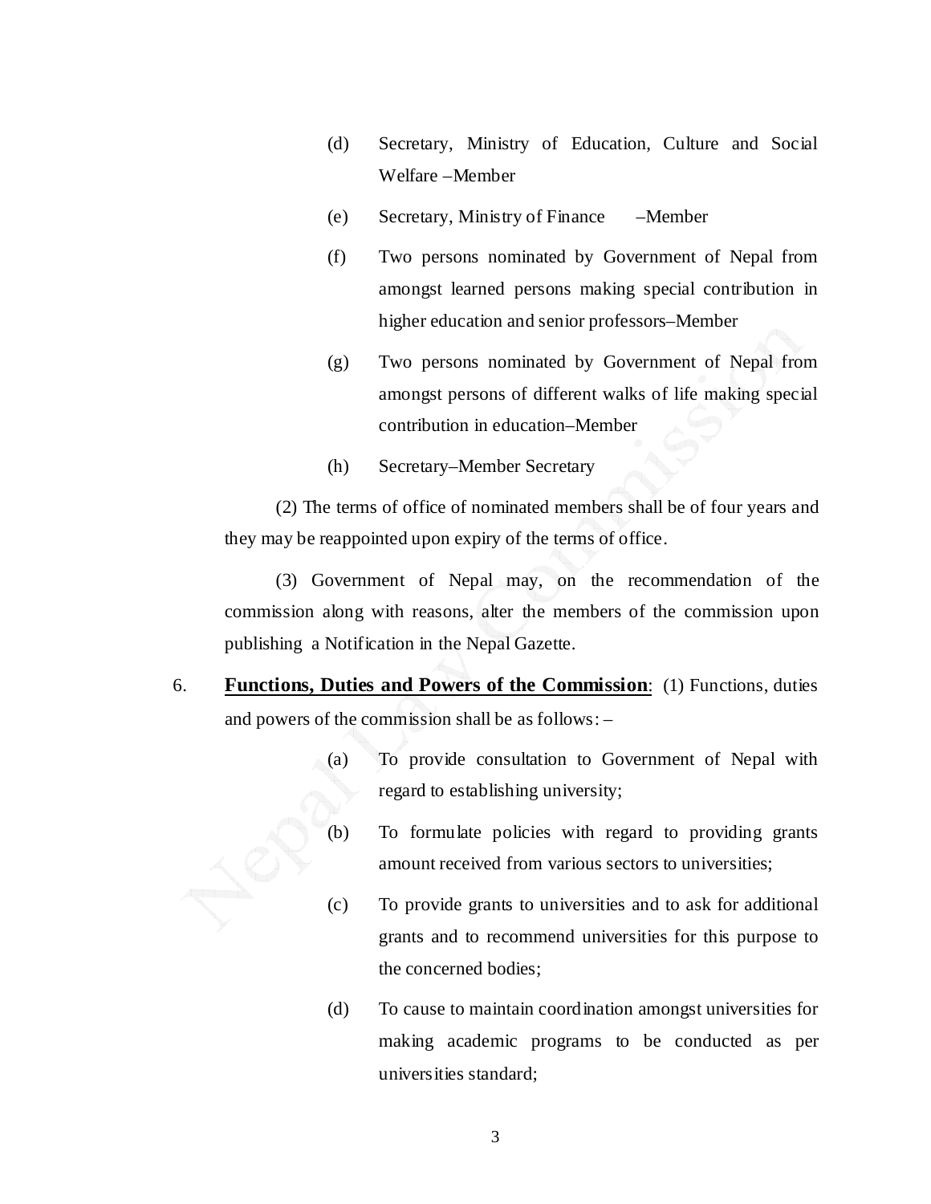(d) Secretary, Ministry of Education, Culture and Social Welfare –Member

(e) Secretary, Ministry of Finance –Member

(f) Two persons nominated by Government of Nepal from amongst learned persons making special contribution in higher education and senior professors–Member

(g) Two persons nominated by Government of Nepal from amongst persons of different walks of life making special contribution in education–Member

(h) Secretary–Member Secretary

(2) The terms of office of nominated members shall be of four years and they may be reappointed upon expiry of the terms of office.

(3) Government of Nepal may, on the recommendation of the commission along with reasons, alter the members of the commission upon publishing a Notification in the Nepal Gazette.

6. **Functions, Duties and Powers of the Commission**: (1) Functions, duties and powers of the commission shall be as follows: –

(a) To provide consultation to Government of Nepal with regard to establishing university;

(b) To formulate policies with regard to providing grants amount received from various sectors to universities;

(c) To provide grants to universities and to ask for additional grants and to recommend universities for this purpose to the concerned bodies;

(d) To cause to maintain coordination amongst universities for making academic programs to be conducted as per universities standard;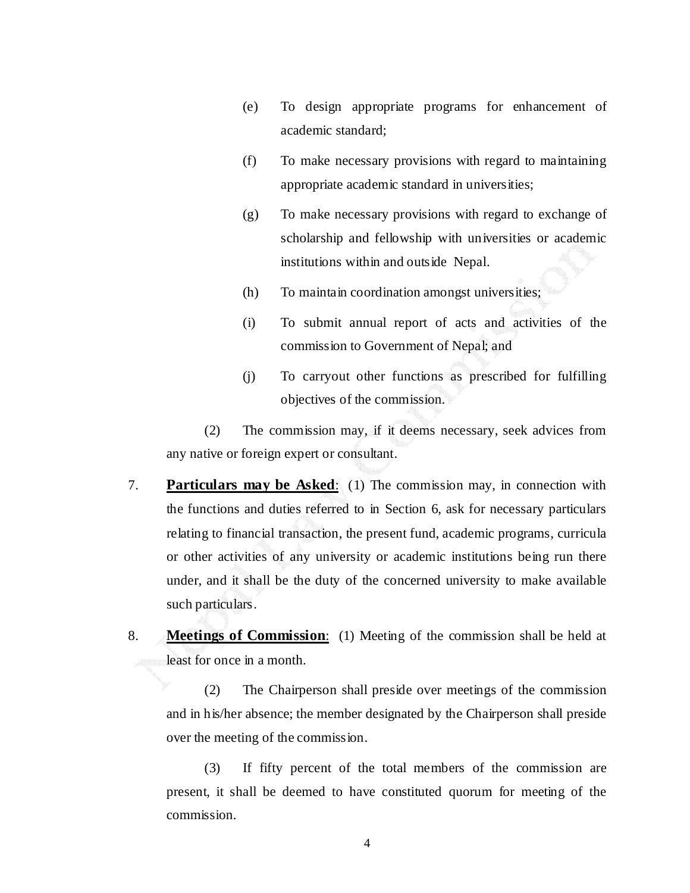(e) To design appropriate programs for enhancement of academic standard;

(f) To make necessary provisions with regard to maintaining appropriate academic standard in universities;

(g) To make necessary provisions with regard to exchange of scholarship and fellowship with universities or academic institutions within and outside Nepal.

(h) To maintain coordination amongst universities;

(i) To submit annual report of acts and activities of the commission to Government of Nepal; and

(j) To carryout other functions as prescribed for fulfilling objectives of the commission.

(2) The commission may, if it deems necessary, seek advices from any native or foreign expert or consultant.

7. **Particulars may be Asked**: (1) The commission may, in connection with the functions and duties referred to in Section 6, ask for necessary particulars relating to financial transaction, the present fund, academic programs, curricula or other activities of any university or academic institutions being run there under, and it shall be the duty of the concerned university to make available such particulars.

8. **Meetings of Commission**: (1) Meeting of the commission shall be held at least for once in a month.

(2) The Chairperson shall preside over meetings of the commission and in his/her absence; the member designated by the Chairperson shall preside over the meeting of the commission.

(3) If fifty percent of the total members of the commission are present, it shall be deemed to have constituted quorum for meeting of the commission.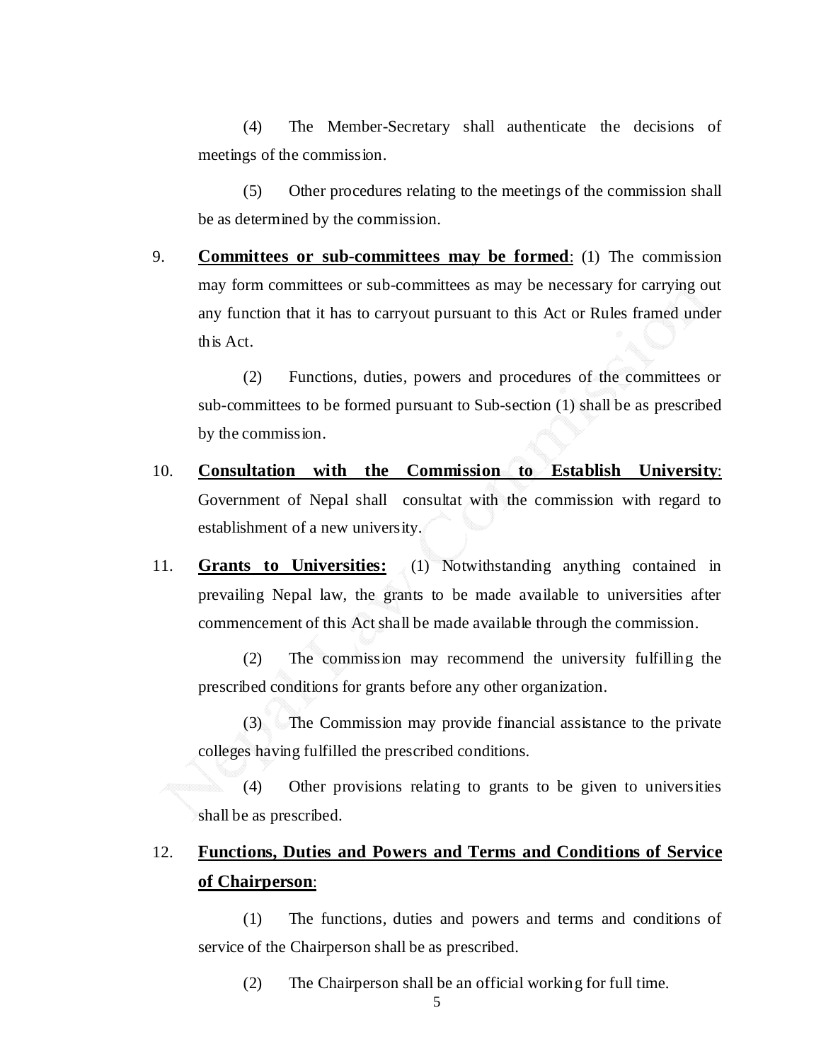(4) The Member-Secretary shall authenticate the decisions of meetings of the commission.

(5) Other procedures relating to the meetings of the commission shall be as determined by the commission.

9. **Committees or sub-committees may be formed**: (1) The commission may form committees or sub-committees as may be necessary for carrying out any function that it has to carryout pursuant to this Act or Rules framed under this Act.

(2) Functions, duties, powers and procedures of the committees or sub-committees to be formed pursuant to Sub-section (1) shall be as prescribed by the commission.

10. **Consultation with the Commission to Establish University**: Government of Nepal shall consultat with the commission with regard to establishment of a new university.

11. **Grants to Universities:** (1) Notwithstanding anything contained in prevailing Nepal law, the grants to be made available to universities after commencement of this Act shall be made available through the commission.

(2) The commission may recommend the university fulfilling the prescribed conditions for grants before any other organization.

(3) The Commission may provide financial assistance to the private colleges having fulfilled the prescribed conditions.

(4) Other provisions relating to grants to be given to universities shall be as prescribed.

12. **Functions, Duties and Powers and Terms and Conditions of Service of Chairperson**:

(1) The functions, duties and powers and terms and conditions of service of the Chairperson shall be as prescribed.

(2) The Chairperson shall be an official working for full time.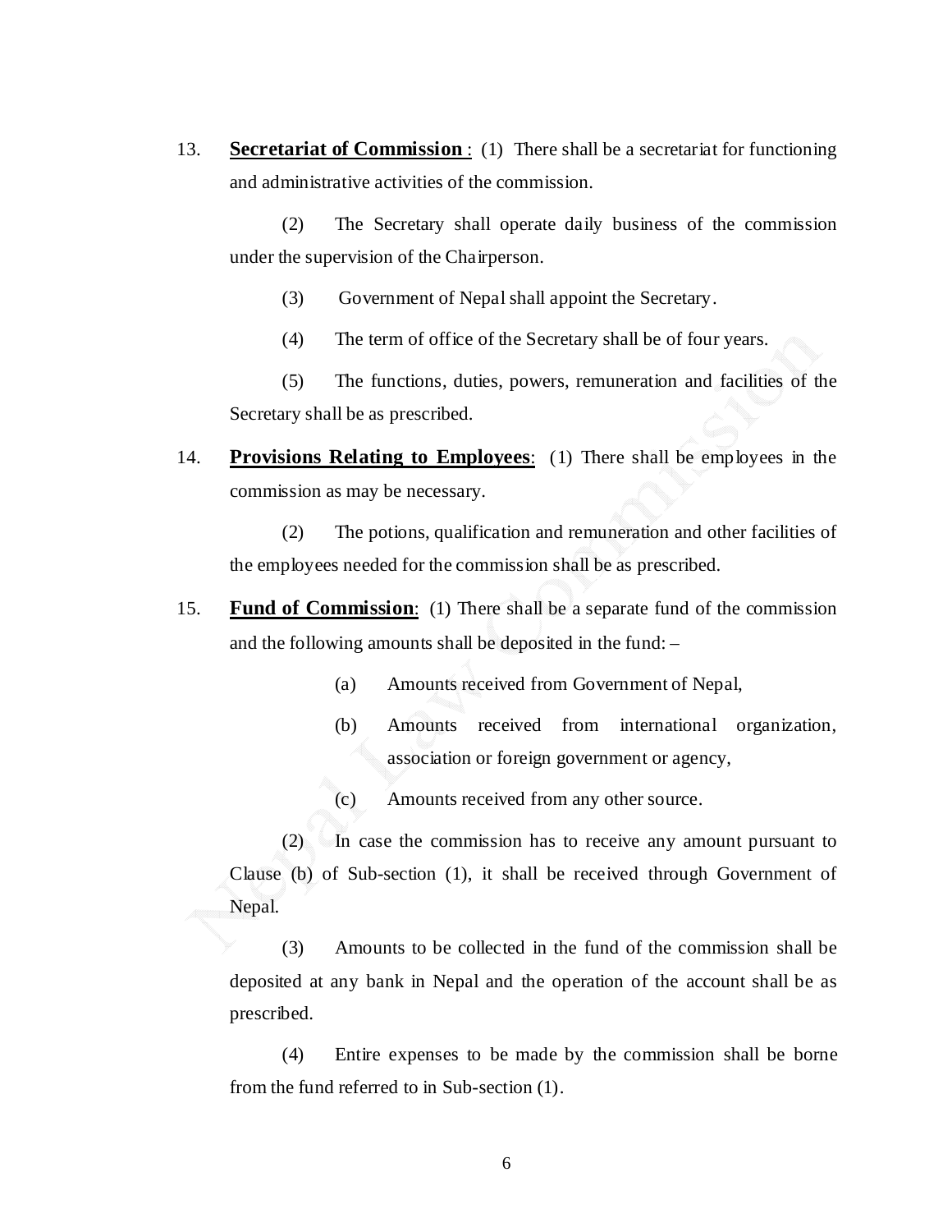13. **Secretariat of Commission** : (1) There shall be a secretariat for functioning and administrative activities of the commission.

(2) The Secretary shall operate daily business of the commission under the supervision of the Chairperson.

(3) Government of Nepal shall appoint the Secretary.

(4) The term of office of the Secretary shall be of four years.

(5) The functions, duties, powers, remuneration and facilities of the Secretary shall be as prescribed.

14. **Provisions Relating to Employees**: (1) There shall be employees in the commission as may be necessary.

(2) The potions, qualification and remuneration and other facilities of the employees needed for the commission shall be as prescribed.

15. **Fund of Commission**: (1) There shall be a separate fund of the commission and the following amounts shall be deposited in the fund: –

(a) Amounts received from Government of Nepal,

(b) Amounts received from international organization, association or foreign government or agency,

(c) Amounts received from any other source.

(2) In case the commission has to receive any amount pursuant to Clause (b) of Sub-section (1), it shall be received through Government of Nepal.

(3) Amounts to be collected in the fund of the commission shall be deposited at any bank in Nepal and the operation of the account shall be as prescribed.

(4) Entire expenses to be made by the commission shall be borne from the fund referred to in Sub-section (1).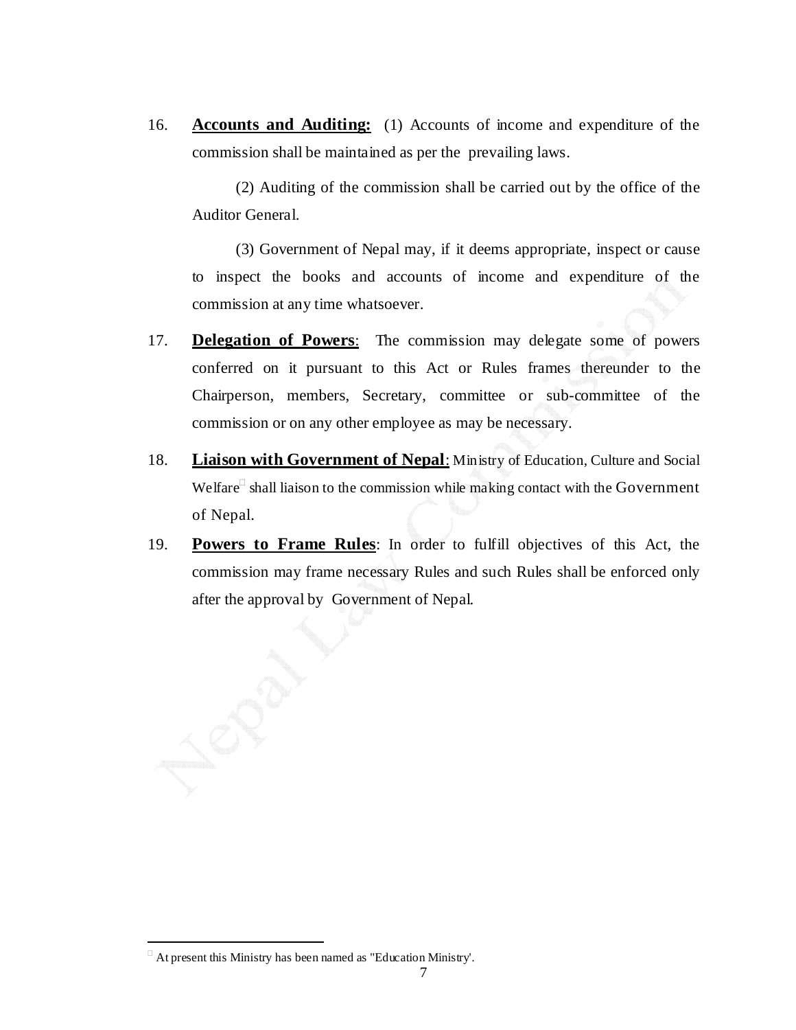16. **Accounts and Auditing:** (1) Accounts of income and expenditure of the commission shall be maintained as per the prevailing laws.

    (2) Auditing of the commission shall be carried out by the office of the Auditor General.

    (3) Government of Nepal may, if it deems appropriate, inspect or cause to inspect the books and accounts of income and expenditure of the commission at any time whatsoever.

17. **Delegation of Powers**: The commission may delegate some of powers conferred on it pursuant to this Act or Rules frames thereunder to the Chairperson, members, Secretary, committee or sub-committee of the commission or on any other employee as may be necessary.

18. **Liaison with Government of Nepal**: Ministry of Education, Culture and Social Welfare[*] shall liaison to the commission while making contact with the Government of Nepal.

19. **Powers to Frame Rules**: In order to fulfill objectives of this Act, the commission may frame necessary Rules and such Rules shall be enforced only after the approval by Government of Nepal.

---

[*] At present this Ministry has been named as "Education Ministry'.